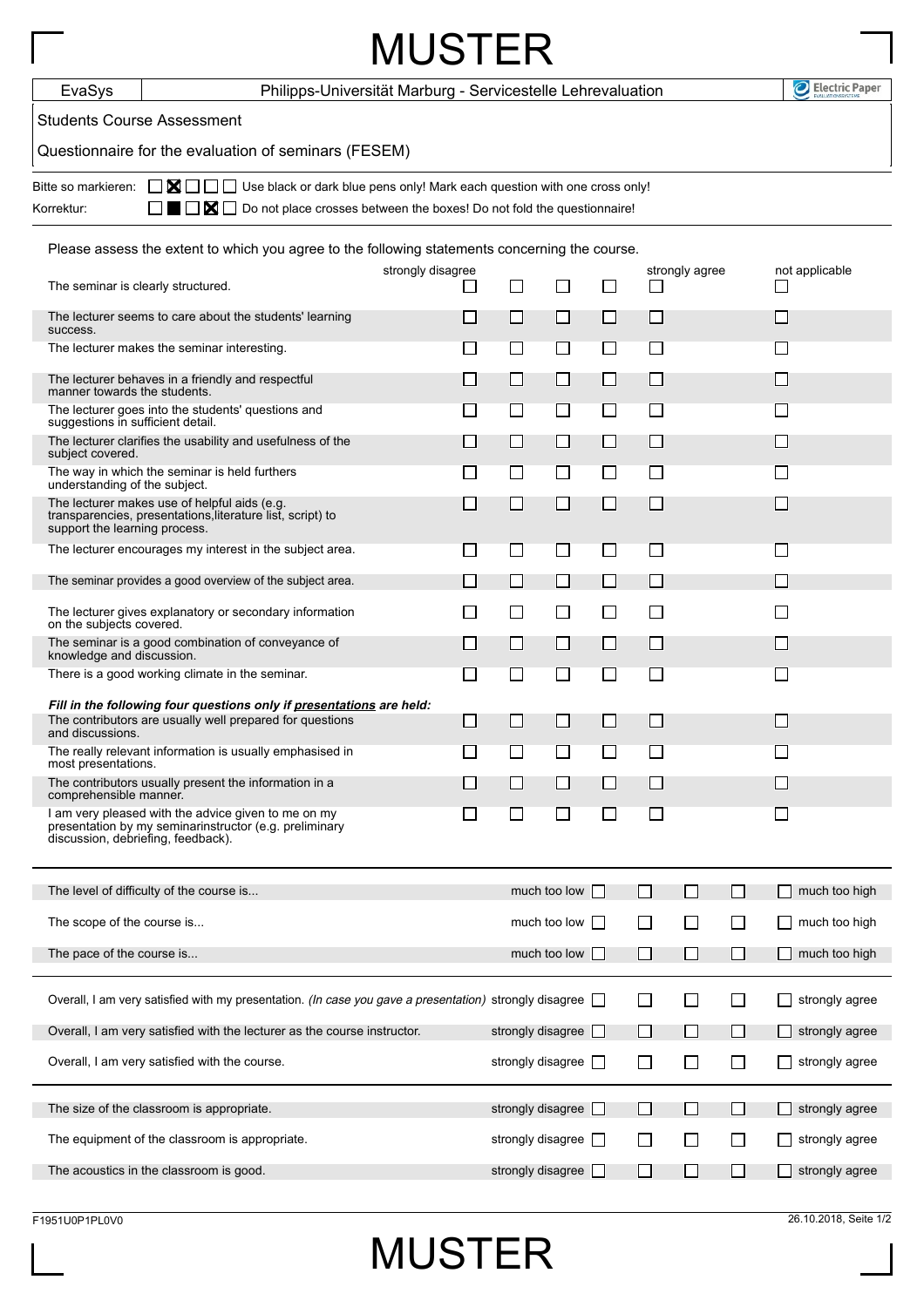# MUSTER

| EvaSys | Philipps-Universität Marburg - Servicestelle Lehrevaluation | Electric Paper |
|---|---|---|

Students Course Assessment

Questionnaire for the evaluation of seminars (FESEM)

Bitte so markieren: ☐ ☒ ☐ ☐ ☐ Use black or dark blue pens only! Mark each question with one cross only!

Korrektur: ☐ ■ ☐ ☒ ☐ Do not place crosses between the boxes! Do not fold the questionnaire!

Please assess the extent to which you agree to the following statements concerning the course.

| | strongly disagree | | | | strongly agree | not applicable |
|---|---|---|---|---|---|---|
| The seminar is clearly structured. | ☐ | ☐ | ☐ | ☐ | ☐ | ☐ |
| The lecturer seems to care about the students' learning success. | ☐ | ☐ | ☐ | ☐ | ☐ | ☐ |
| The lecturer makes the seminar interesting. | ☐ | ☐ | ☐ | ☐ | ☐ | ☐ |
| The lecturer behaves in a friendly and respectful manner towards the students. | ☐ | ☐ | ☐ | ☐ | ☐ | ☐ |
| The lecturer goes into the students' questions and suggestions in sufficient detail. | ☐ | ☐ | ☐ | ☐ | ☐ | ☐ |
| The lecturer clarifies the usability and usefulness of the subject covered. | ☐ | ☐ | ☐ | ☐ | ☐ | ☐ |
| The way in which the seminar is held furthers understanding of the subject. | ☐ | ☐ | ☐ | ☐ | ☐ | ☐ |
| The lecturer makes use of helpful aids (e.g. transparencies, presentations,literature list, script) to support the learning process. | ☐ | ☐ | ☐ | ☐ | ☐ | ☐ |
| The lecturer encourages my interest in the subject area. | ☐ | ☐ | ☐ | ☐ | ☐ | ☐ |
| The seminar provides a good overview of the subject area. | ☐ | ☐ | ☐ | ☐ | ☐ | ☐ |
| The lecturer gives explanatory or secondary information on the subjects covered. | ☐ | ☐ | ☐ | ☐ | ☐ | ☐ |
| The seminar is a good combination of conveyance of knowledge and discussion. | ☐ | ☐ | ☐ | ☐ | ☐ | ☐ |
| There is a good working climate in the seminar. | ☐ | ☐ | ☐ | ☐ | ☐ | ☐ |

***Fill in the following four questions only if presentations are held:***

| | strongly disagree | | | | strongly agree | not applicable |
|---|---|---|---|---|---|---|
| The contributors are usually well prepared for questions and discussions. | ☐ | ☐ | ☐ | ☐ | ☐ | ☐ |
| The really relevant information is usually emphasised in most presentations. | ☐ | ☐ | ☐ | ☐ | ☐ | ☐ |
| The contributors usually present the information in a comprehensible manner. | ☐ | ☐ | ☐ | ☐ | ☐ | ☐ |
| I am very pleased with the advice given to me on my presentation by my seminarinstructor (e.g. preliminary discussion, debriefing, feedback). | ☐ | ☐ | ☐ | ☐ | ☐ | ☐ |

| | | | | | | |
|---|---|---|---|---|---|---|
| The level of difficulty of the course is... | much too low | ☐ | ☐ | ☐ | ☐ | ☐ much too high |
| The scope of the course is... | much too low | ☐ | ☐ | ☐ | ☐ | ☐ much too high |
| The pace of the course is... | much too low | ☐ | ☐ | ☐ | ☐ | ☐ much too high |

| | | | | | | |
|---|---|---|---|---|---|---|
| Overall, I am very satisfied with my presentation. *(In case you gave a presentation)* | strongly disagree | ☐ | ☐ | ☐ | ☐ | ☐ strongly agree |
| Overall, I am very satisfied with the lecturer as the course instructor. | strongly disagree | ☐ | ☐ | ☐ | ☐ | ☐ strongly agree |
| Overall, I am very satisfied with the course. | strongly disagree | ☐ | ☐ | ☐ | ☐ | ☐ strongly agree |

| | | | | | | |
|---|---|---|---|---|---|---|
| The size of the classroom is appropriate. | strongly disagree | ☐ | ☐ | ☐ | ☐ | ☐ strongly agree |
| The equipment of the classroom is appropriate. | strongly disagree | ☐ | ☐ | ☐ | ☐ | ☐ strongly agree |
| The acoustics in the classroom is good. | strongly disagree | ☐ | ☐ | ☐ | ☐ | ☐ strongly agree |

F1951U0P1PL0V0

# MUSTER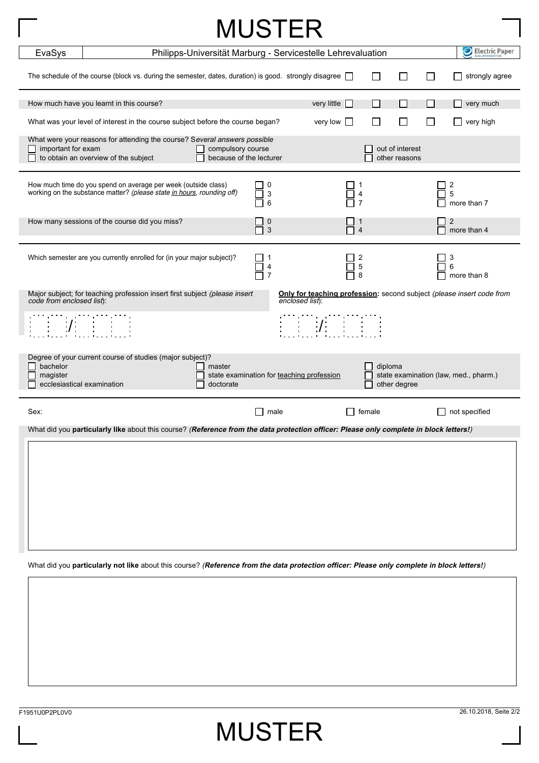# MUSTER

EvaSys | Philipps-Universität Marburg - Servicestelle Lehrevaluation | Electric Paper

The schedule of the course (block vs. during the semester, dates, duration) is good. strongly disagree ☐ ☐ ☐ ☐ ☐ strongly agree

---

How much have you learnt in this course? very little ☐ ☐ ☐ ☐ ☐ very much

What was your level of interest in the course subject before the course began? very low ☐ ☐ ☐ ☐ ☐ very high

What were your reasons for attending the course? *Several answers possible*

- ☐ important for exam
- ☐ compulsory course
- ☐ out of interest
- ☐ to obtain an overview of the subject
- ☐ because of the lecturer
- ☐ other reasons

---

How much time do you spend on average per week (outside class) working on the substance matter? *(please state in hours, rounding off)*

- ☐ 0
- ☐ 1
- ☐ 2
- ☐ 3
- ☐ 4
- ☐ 5
- ☐ 6
- ☐ 7
- ☐ more than 7

How many sessions of the course did you miss?

- ☐ 0
- ☐ 1
- ☐ 2
- ☐ 3
- ☐ 4
- ☐ more than 4

---

Which semester are you currently enrolled for (in your major subject)?

- ☐ 1
- ☐ 2
- ☐ 3
- ☐ 4
- ☐ 5
- ☐ 6
- ☐ 7
- ☐ 8
- ☐ more than 8

Major subject; for teaching profession insert first subject *(please insert code from enclosed list)*:

☐☐/☐☐☐

**Only for teaching profession:** second subject *(please insert code from enclosed list)*:

☐☐/☐☐☐

Degree of your current course of studies (major subject)?

- ☐ bachelor
- ☐ master
- ☐ diploma
- ☐ magister
- ☐ state examination for teaching profession
- ☐ state examination (law, med., pharm.)
- ☐ ecclesiastical examination
- ☐ doctorate
- ☐ other degree

---

Sex: ☐ male ☐ female ☐ not specified

What did you **particularly like** about this course? *(**Reference from the data protection officer: Please only complete in block letters!**)*

What did you **particularly not like** about this course? *(**Reference from the data protection officer: Please only complete in block letters!**)*

F1951U0P2PL0V0 26.10.2018

# MUSTER